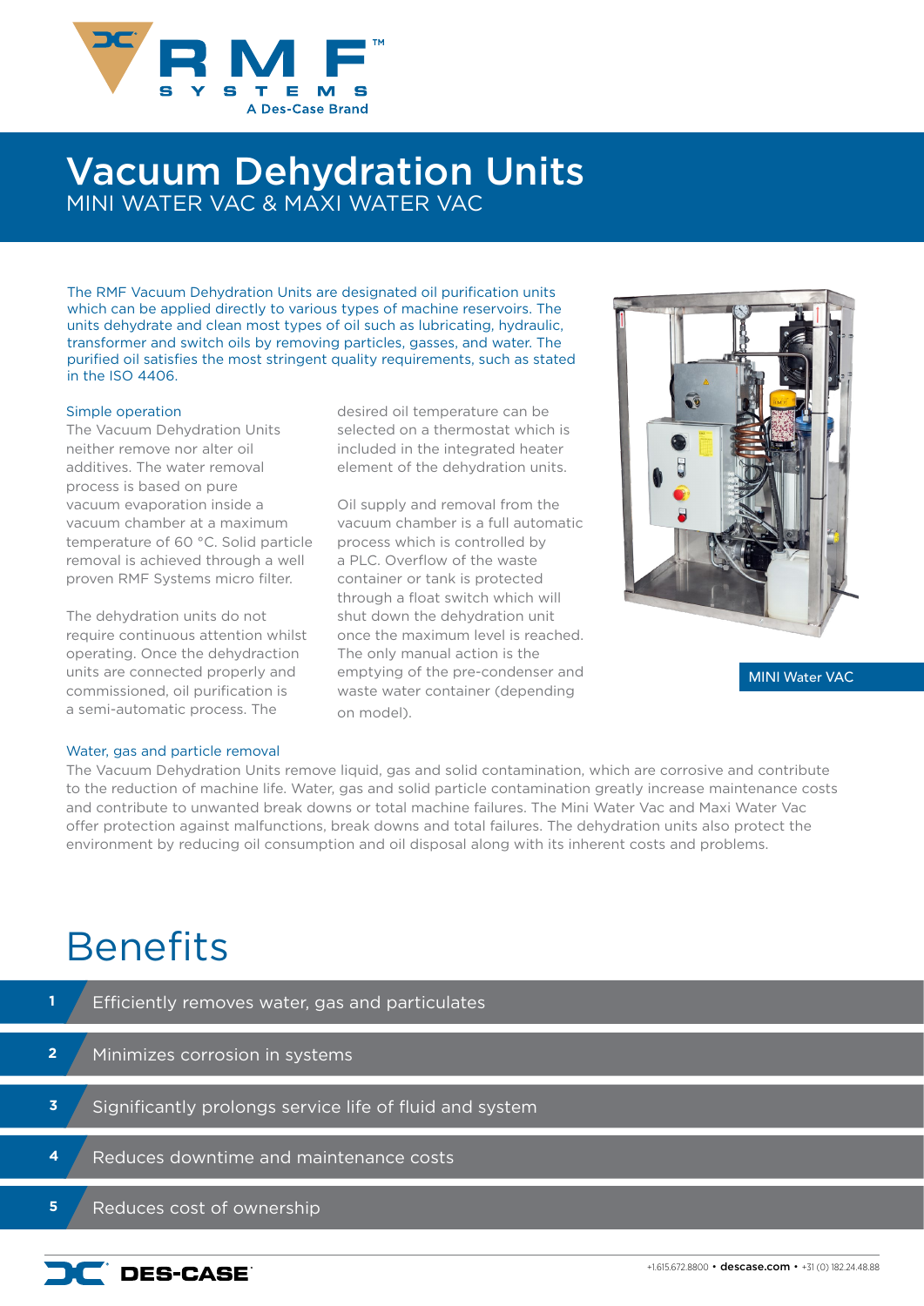# Vacuum Dehydration Units

MINI WATER VAC & MAXI WATER VAC

The RMF Vacuum Dehydration Units are designated oil purification units which can be applied directly to various types of machine reservoirs. The units dehydrate and clean most types of oil such as lubricating, hydraulic, transformer and switch oils by removing particles, gasses, and water. The purified oil satisfies the most stringent quality requirements, such as stated in the ISO 4406.

### Simple operation

The Vacuum Dehydration Units neither remove nor alter oil additives. The water removal process is based on pure vacuum evaporation inside a vacuum chamber at a maximum temperature of 60 °C. Solid particle removal is achieved through a well proven RMF Systems micro filter.

The dehydration units do not require continuous attention whilst operating. Once the dehydraction units are connected properly and commissioned, oil purification is a semi-automatic process. The desired oil temperature can be selected on a thermostat which is included in the integrated heater element of the dehydration units.

Oil supply and removal from the vacuum chamber is a full automatic process which is controlled by a PLC. Overflow of the waste container or tank is protected through a float switch which will shut down the dehydration unit once the maximum level is reached. The only manual action is the emptying of the pre-condenser and waste water container (depending on model).

MINI Water VAC

### Water, gas and particle removal

The Vacuum Dehydration Units remove liquid, gas and solid contamination, which are corrosive and contribute to the reduction of machine life. Water, gas and solid particle contamination greatly increase maintenance costs and contribute to unwanted break downs or total machine failures. The Mini Water Vac and Maxi Water Vac offer protection against malfunctions, break downs and total failures. The dehydration units also protect the environment by reducing oil consumption and oil disposal along with its inherent costs and problems.

## Benefits

1. Efficiently removes water, gas and particulates
2. Minimizes corrosion in systems
3. Significantly prolongs service life of fluid and system
4. Reduces downtime and maintenance costs
5. Reduces cost of ownership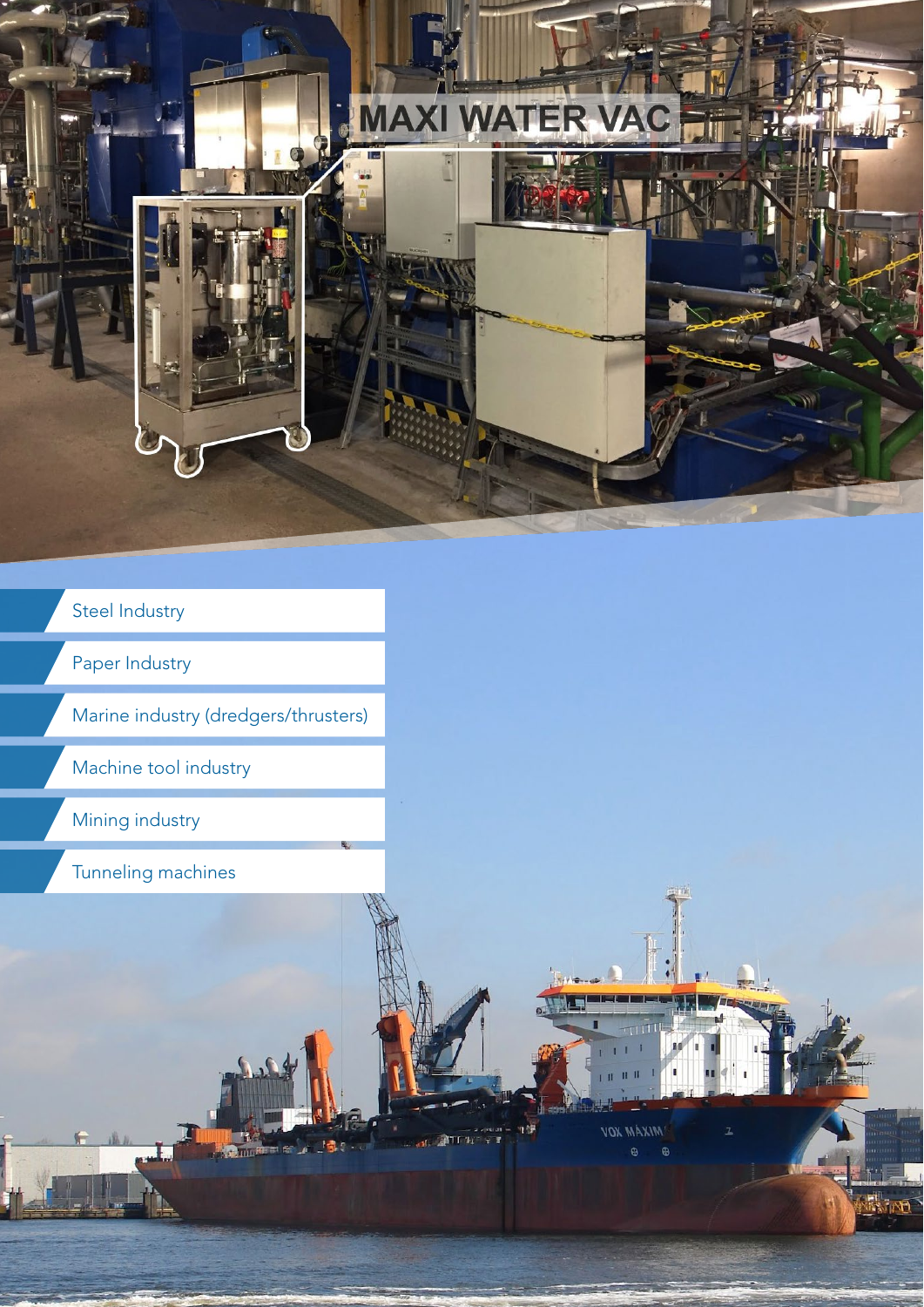MAXI WATER VAC

- Steel Industry
- Paper Industry
- Marine industry (dredgers/thrusters)
- Machine tool industry
- Mining industry
- Tunneling machines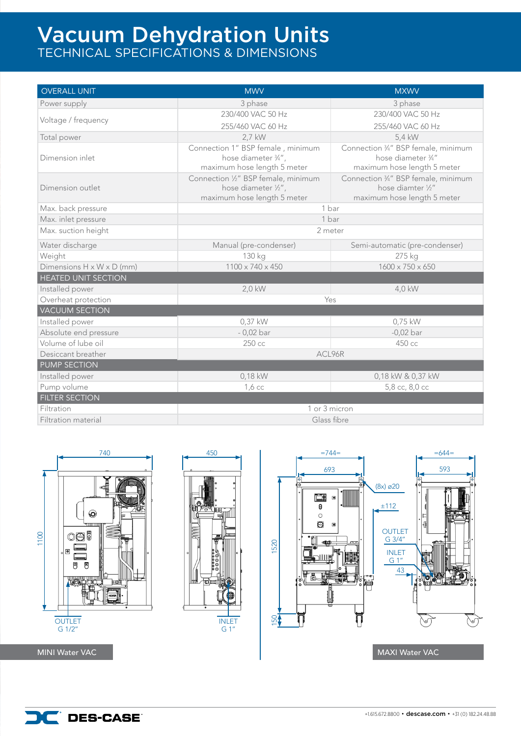# Vacuum Dehydration Units

## TECHNICAL SPECIFICATIONS & DIMENSIONS

| OVERALL UNIT | MWV | MXWV |
|---|---|---|
| Power supply | 3 phase | 3 phase |
| Voltage / frequency | 230/400 VAC 50 Hz<br>255/460 VAC 60 Hz | 230/400 VAC 50 Hz<br>255/460 VAC 60 Hz |
| Total power | 2,7 kW | 5,4 kW |
| Dimension inlet | Connection 1" BSP female , minimum hose diameter ¾", maximum hose length 5 meter | Connection ¾" BSP female, minimum hose diameter ¾" maximum hose length 5 meter |
| Dimension outlet | Connection ½" BSP female, minimum hose diameter ½", maximum hose length 5 meter | Connection ¾" BSP female, minimum hose diamter ½" maximum hose length 5 meter |
| Max. back pressure | 1 bar | |
| Max. inlet pressure | 1 bar | |
| Max. suction height | 2 meter | |
| Water discharge | Manual (pre-condenser) | Semi-automatic (pre-condenser) |
| Weight | 130 kg | 275 kg |
| Dimensions H x W x D (mm) | 1100 x 740 x 450 | 1600 x 750 x 650 |
| **HEATED UNIT SECTION** | | |
| Installed power | 2,0 kW | 4,0 kW |
| Overheat protection | Yes | |
| **VACUUM SECTION** | | |
| Installed power | 0,37 kW | 0,75 kW |
| Absolute end pressure | - 0,02 bar | -0,02 bar |
| Volume of lube oil | 250 cc | 450 cc |
| Desiccant breather | ACL96R | |
| **PUMP SECTION** | | |
| Installed power | 0,18 kW | 0,18 kW & 0,37 kW |
| Pump volume | 1,6 cc | 5,8 cc, 8,0 cc |
| **FILTER SECTION** | | |
| Filtration | 1 or 3 micron | |
| Filtration material | Glass fibre | |

740 | 450 | 1100 | OUTLET G 1/2" | INLET G 1"

MINI Water VAC

=744= | 693 | =644= | 593 | (8x) ø20 | ±112 | OUTLET G 3/4" | INLET G 1" | 43 | 1520 | 150

MAXI Water VAC

DES-CASE

+1.615.672.8800 • descase.com • +31 (0) 182.24.48.88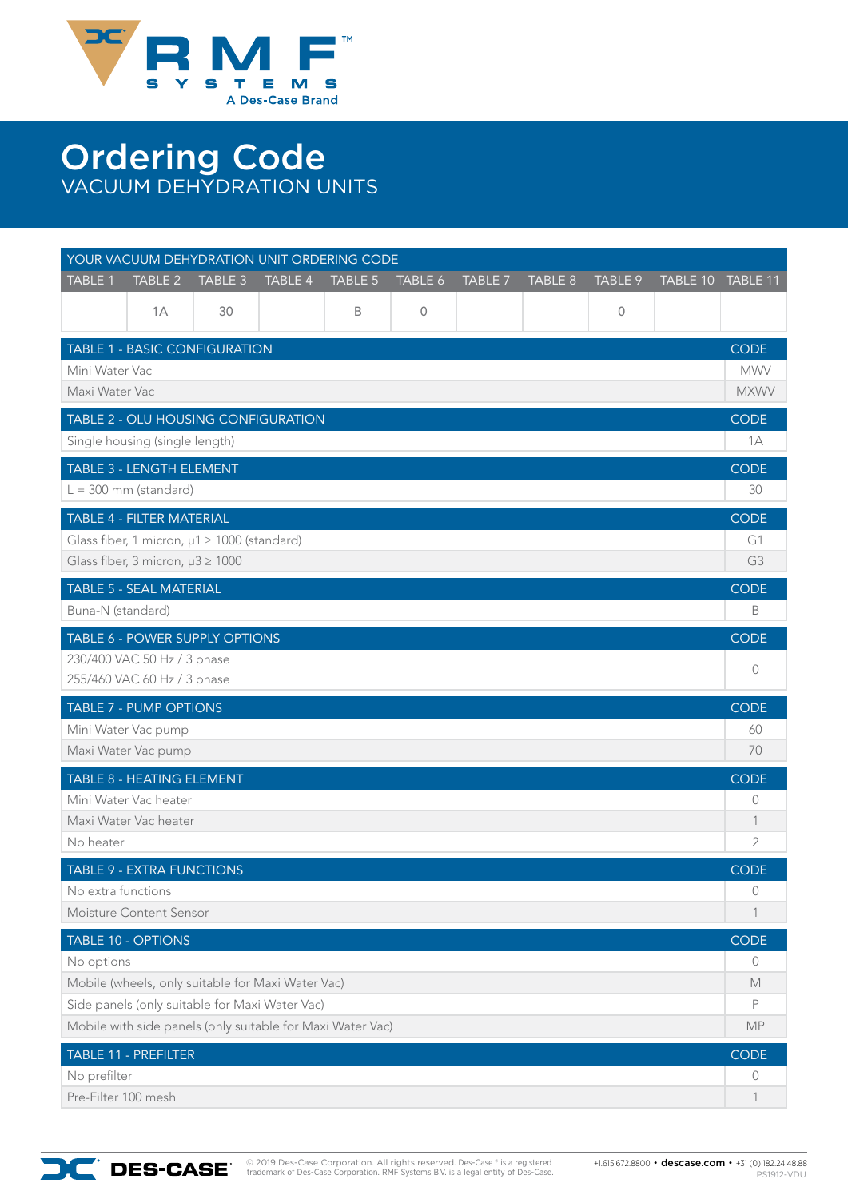# Ordering Code

## VACUUM DEHYDRATION UNITS

| YOUR VACUUM DEHYDRATION UNIT ORDERING CODE | | | | | | | | | | |
|---|---|---|---|---|---|---|---|---|---|---|
| TABLE 1 | TABLE 2 | TABLE 3 | TABLE 4 | TABLE 5 | TABLE 6 | TABLE 7 | TABLE 8 | TABLE 9 | TABLE 10 | TABLE 11 |
| | 1A | 30 | | B | 0 | | | 0 | | |

| TABLE 1 - BASIC CONFIGURATION | CODE |
|---|---|
| Mini Water Vac | MWV |
| Maxi Water Vac | MXWV |

| TABLE 2 - OLU HOUSING CONFIGURATION | CODE |
|---|---|
| Single housing (single length) | 1A |

| TABLE 3 - LENGTH ELEMENT | CODE |
|---|---|
| L = 300 mm (standard) | 30 |

| TABLE 4 - FILTER MATERIAL | CODE |
|---|---|
| Glass fiber, 1 micron, $\mu 1 \geq 1000$ (standard) | G1 |
| Glass fiber, 3 micron, $\mu 3 \geq 1000$ | G3 |

| TABLE 5 - SEAL MATERIAL | CODE |
|---|---|
| Buna-N (standard) | B |

| TABLE 6 - POWER SUPPLY OPTIONS | CODE |
|---|---|
| 230/400 VAC 50 Hz / 3 phase<br>255/460 VAC 60 Hz / 3 phase | 0 |

| TABLE 7 - PUMP OPTIONS | CODE |
|---|---|
| Mini Water Vac pump | 60 |
| Maxi Water Vac pump | 70 |

| TABLE 8 - HEATING ELEMENT | CODE |
|---|---|
| Mini Water Vac heater | 0 |
| Maxi Water Vac heater | 1 |
| No heater | 2 |

| TABLE 9 - EXTRA FUNCTIONS | CODE |
|---|---|
| No extra functions | 0 |
| Moisture Content Sensor | 1 |

| TABLE 10 - OPTIONS | CODE |
|---|---|
| No options | 0 |
| Mobile (wheels, only suitable for Maxi Water Vac) | M |
| Side panels (only suitable for Maxi Water Vac) | P |
| Mobile with side panels (only suitable for Maxi Water Vac) | MP |

| TABLE 11 - PREFILTER | CODE |
|---|---|
| No prefilter | 0 |
| Pre-Filter 100 mesh | 1 |

© 2019 Des-Case Corporation. All rights reserved. Des-Case ® is a registered trademark of Des-Case Corporation. RMF Systems B.V. is a legal entity of Des-Case.

+1.615.672.8800 • descase.com • +31 (0) 182.24.48.88

PS1912-VDU